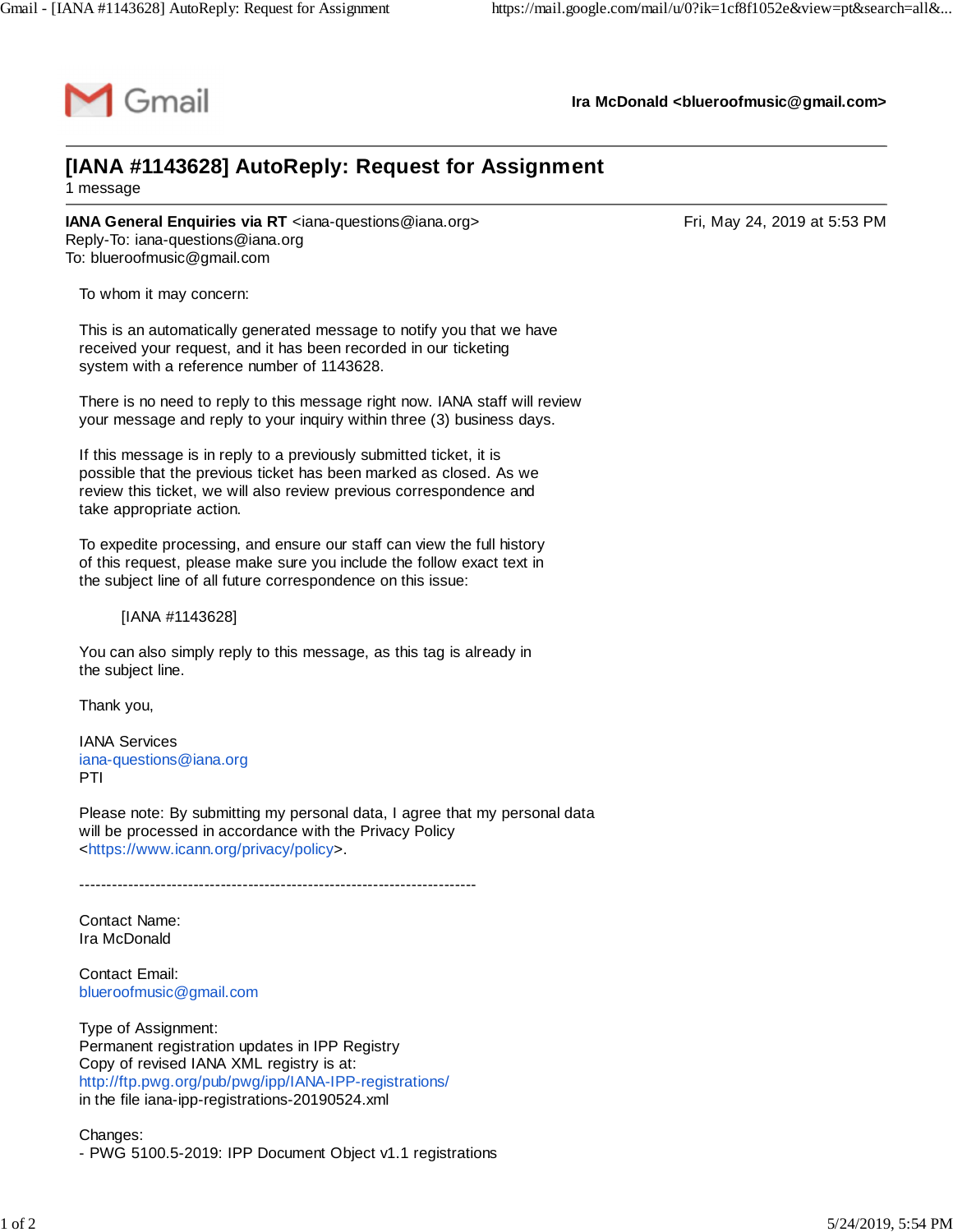Gmail

**Ira McDonald <blueroofmusic@gmail.com>**

# [IANA #1143628] AutoReply: Request for Assignment

1 message

**IANA General Enquiries via RT** <iana-questions@iana.org> Fri, May 24, 2019 at 5:53 PM
Reply-To: iana-questions@iana.org
To: blueroofmusic@gmail.com

To whom it may concern:

This is an automatically generated message to notify you that we have received your request, and it has been recorded in our ticketing system with a reference number of 1143628.

There is no need to reply to this message right now. IANA staff will review your message and reply to your inquiry within three (3) business days.

If this message is in reply to a previously submitted ticket, it is possible that the previous ticket has been marked as closed. As we review this ticket, we will also review previous correspondence and take appropriate action.

To expedite processing, and ensure our staff can view the full history of this request, please make sure you include the follow exact text in the subject line of all future correspondence on this issue:

[IANA #1143628]

You can also simply reply to this message, as this tag is already in the subject line.

Thank you,

IANA Services
iana-questions@iana.org
PTI

Please note: By submitting my personal data, I agree that my personal data will be processed in accordance with the Privacy Policy <https://www.icann.org/privacy/policy>.

-------------------------------------------------------------------------

Contact Name:
Ira McDonald

Contact Email:
blueroofmusic@gmail.com

Type of Assignment:
Permanent registration updates in IPP Registry
Copy of revised IANA XML registry is at:
http://ftp.pwg.org/pub/pwg/ipp/IANA-IPP-registrations/
in the file iana-ipp-registrations-20190524.xml

Changes:
- PWG 5100.5-2019: IPP Document Object v1.1 registrations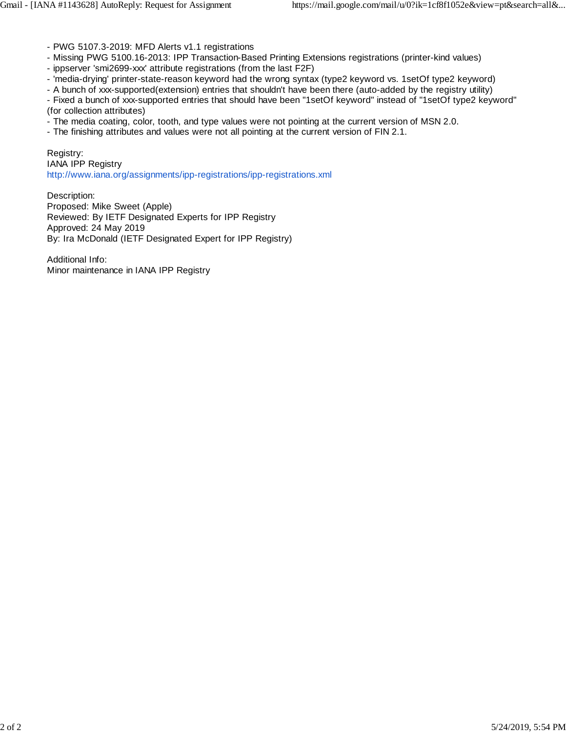- PWG 5107.3-2019: MFD Alerts v1.1 registrations
- Missing PWG 5100.16-2013: IPP Transaction-Based Printing Extensions registrations (printer-kind values)
- ippserver 'smi2699-xxx' attribute registrations (from the last F2F)
- 'media-drying' printer-state-reason keyword had the wrong syntax (type2 keyword vs. 1setOf type2 keyword)
- A bunch of xxx-supported(extension) entries that shouldn't have been there (auto-added by the registry utility)
- Fixed a bunch of xxx-supported entries that should have been "1setOf keyword" instead of "1setOf type2 keyword" (for collection attributes)
- The media coating, color, tooth, and type values were not pointing at the current version of MSN 2.0.
- The finishing attributes and values were not all pointing at the current version of FIN 2.1.

Registry:
IANA IPP Registry
http://www.iana.org/assignments/ipp-registrations/ipp-registrations.xml

Description:
Proposed: Mike Sweet (Apple)
Reviewed: By IETF Designated Experts for IPP Registry
Approved: 24 May 2019
By: Ira McDonald (IETF Designated Expert for IPP Registry)

Additional Info:
Minor maintenance in IANA IPP Registry